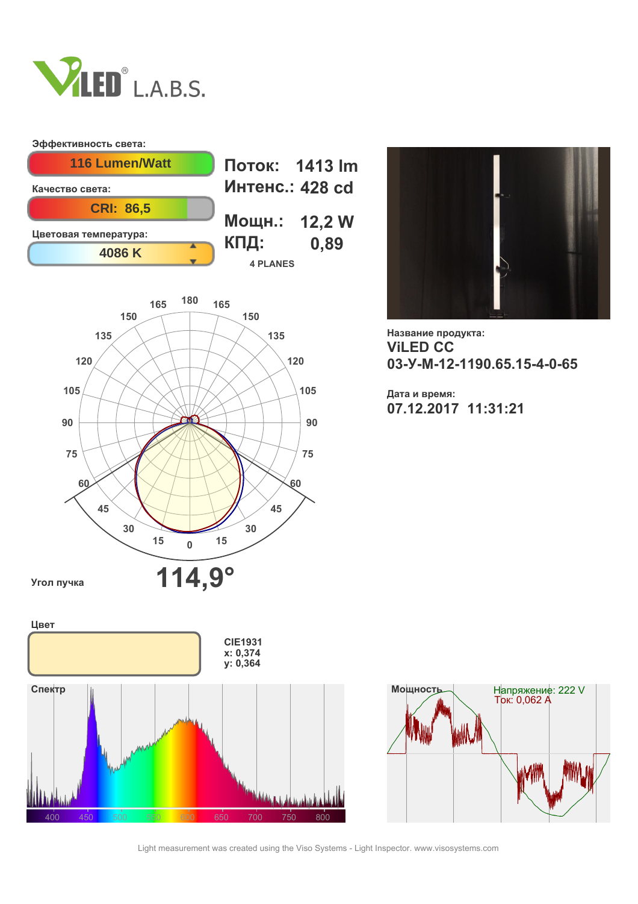# ViLED L.A.B.S.

**Эффективность света:**

116 Lumen/Watt

**Качество света:**

CRI: 86,5

**Цветовая температура:**

4086 K

**Поток:** 1413 lm
**Интенс.:** 428 cd

**Мощн.:** 12,2 W
**КПД:** 0,89

4 PLANES

**Название продукта:**

**ViLED CC**
**03-У-М-12-1190.65.15-4-0-65**

**Дата и время:**

**07.12.2017 11:31:21**

**Угол пучка** **114,9°**

**Цвет**

CIE1931
x: 0,374
y: 0,364

**Спектр**

**Мощность**

Напряжение: 222 V
Ток: 0,062 A

Light measurement was created using the Viso Systems - Light Inspector. www.visosystems.com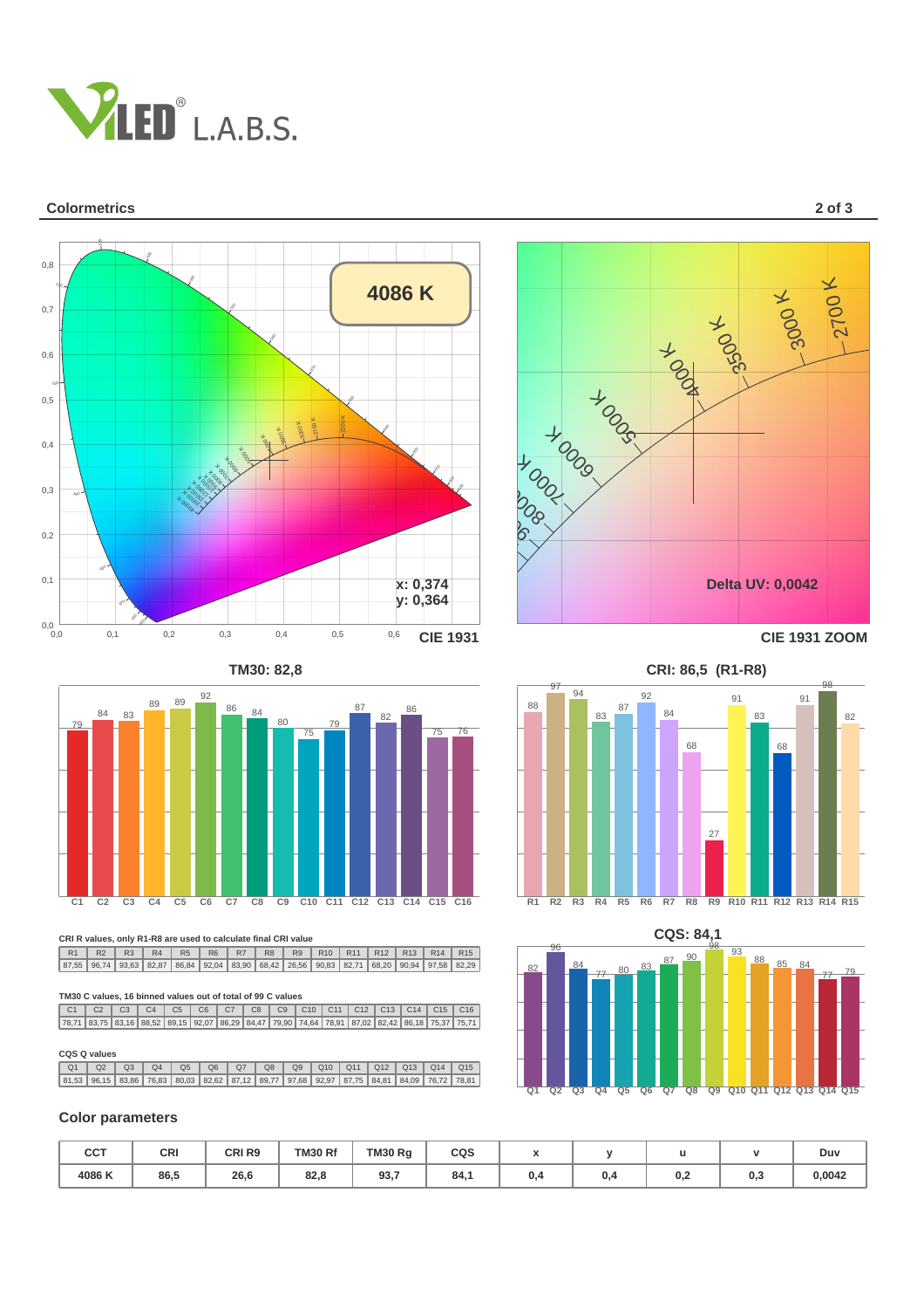## Colormetrics

**4086 K**

x: 0,374
y: 0,364

CIE 1931

Delta UV: 0,0042

CIE 1931 ZOOM

**TM30: 82,8**

**CRI: 86,5 (R1-R8)**

**CQS: 84,1**

CRI R values, only R1-R8 are used to calculate final CRI value

| R1 | R2 | R3 | R4 | R5 | R6 | R7 | R8 | R9 | R10 | R11 | R12 | R13 | R14 | R15 |
|---|---|---|---|---|---|---|---|---|---|---|---|---|---|---|
| 87,55 | 96,74 | 93,63 | 82,87 | 86,84 | 92,04 | 83,90 | 68,42 | 26,56 | 90,83 | 82,71 | 68,20 | 90,94 | 97,58 | 82,29 |

TM30 C values, 16 binned values out of total of 99 C values

| C1 | C2 | C3 | C4 | C5 | C6 | C7 | C8 | C9 | C10 | C11 | C12 | C13 | C14 | C15 | C16 |
|---|---|---|---|---|---|---|---|---|---|---|---|---|---|---|---|
| 78,71 | 83,75 | 83,16 | 88,52 | 89,15 | 92,07 | 86,29 | 84,47 | 79,90 | 74,64 | 78,91 | 87,02 | 82,42 | 86,18 | 75,37 | 75,71 |

CQS Q values

| Q1 | Q2 | Q3 | Q4 | Q5 | Q6 | Q7 | Q8 | Q9 | Q10 | Q11 | Q12 | Q13 | Q14 | Q15 |
|---|---|---|---|---|---|---|---|---|---|---|---|---|---|---|
| 81,53 | 96,15 | 83,86 | 76,83 | 80,03 | 82,62 | 87,12 | 89,77 | 97,68 | 92,97 | 87,75 | 84,81 | 84,09 | 76,72 | 78,81 |

### Color parameters

| CCT | CRI | CRI R9 | TM30 Rf | TM30 Rg | CQS | x | y | u | v | Duv |
|---|---|---|---|---|---|---|---|---|---|---|
| 4086 K | 86,5 | 26,6 | 82,8 | 93,7 | 84,1 | 0,4 | 0,4 | 0,2 | 0,3 | 0,0042 |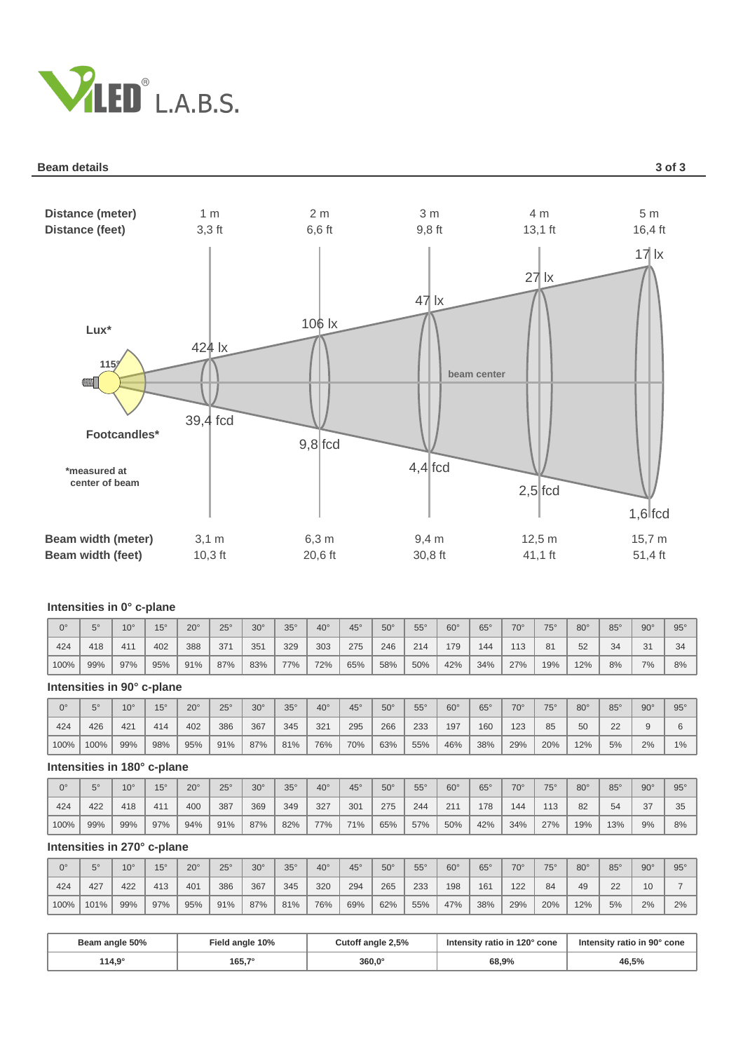## Beam details

Distance (meter): 1 m, 2 m, 3 m, 4 m, 5 m

Distance (feet): 3,3 ft, 6,6 ft, 9,8 ft, 13,1 ft, 16,4 ft

Lux*: 424 lx, 106 lx, 47 lx, 27 lx, 17 lx

115°

beam center

Footcandles*: 39,4 fcd, 9,8 fcd, 4,4 fcd, 2,5 fcd, 1,6 fcd

*measured at center of beam

Beam width (meter): 3,1 m, 6,3 m, 9,4 m, 12,5 m, 15,7 m

Beam width (feet): 10,3 ft, 20,6 ft, 30,8 ft, 41,1 ft, 51,4 ft

### Intensities in 0° c-plane

| 0° | 5° | 10° | 15° | 20° | 25° | 30° | 35° | 40° | 45° | 50° | 55° | 60° | 65° | 70° | 75° | 80° | 85° | 90° | 95° |
|---|---|---|---|---|---|---|---|---|---|---|---|---|---|---|---|---|---|---|---|
| 424 | 418 | 411 | 402 | 388 | 371 | 351 | 329 | 303 | 275 | 246 | 214 | 179 | 144 | 113 | 81 | 52 | 34 | 31 | 34 |
| 100% | 99% | 97% | 95% | 91% | 87% | 83% | 77% | 72% | 65% | 58% | 50% | 42% | 34% | 27% | 19% | 12% | 8% | 7% | 8% |

### Intensities in 90° c-plane

| 0° | 5° | 10° | 15° | 20° | 25° | 30° | 35° | 40° | 45° | 50° | 55° | 60° | 65° | 70° | 75° | 80° | 85° | 90° | 95° |
|---|---|---|---|---|---|---|---|---|---|---|---|---|---|---|---|---|---|---|---|
| 424 | 426 | 421 | 414 | 402 | 386 | 367 | 345 | 321 | 295 | 266 | 233 | 197 | 160 | 123 | 85 | 50 | 22 | 9 | 6 |
| 100% | 100% | 99% | 98% | 95% | 91% | 87% | 81% | 76% | 70% | 63% | 55% | 46% | 38% | 29% | 20% | 12% | 5% | 2% | 1% |

### Intensities in 180° c-plane

| 0° | 5° | 10° | 15° | 20° | 25° | 30° | 35° | 40° | 45° | 50° | 55° | 60° | 65° | 70° | 75° | 80° | 85° | 90° | 95° |
|---|---|---|---|---|---|---|---|---|---|---|---|---|---|---|---|---|---|---|---|
| 424 | 422 | 418 | 411 | 400 | 387 | 369 | 349 | 327 | 301 | 275 | 244 | 211 | 178 | 144 | 113 | 82 | 54 | 37 | 35 |
| 100% | 99% | 99% | 97% | 94% | 91% | 87% | 82% | 77% | 71% | 65% | 57% | 50% | 42% | 34% | 27% | 19% | 13% | 9% | 8% |

### Intensities in 270° c-plane

| 0° | 5° | 10° | 15° | 20° | 25° | 30° | 35° | 40° | 45° | 50° | 55° | 60° | 65° | 70° | 75° | 80° | 85° | 90° | 95° |
|---|---|---|---|---|---|---|---|---|---|---|---|---|---|---|---|---|---|---|---|
| 424 | 427 | 422 | 413 | 401 | 386 | 367 | 345 | 320 | 294 | 265 | 233 | 198 | 161 | 122 | 84 | 49 | 22 | 10 | 7 |
| 100% | 101% | 99% | 97% | 95% | 91% | 87% | 81% | 76% | 69% | 62% | 55% | 47% | 38% | 29% | 20% | 12% | 5% | 2% | 2% |

| Beam angle 50% | Field angle 10% | Cutoff angle 2,5% | Intensity ratio in 120° cone | Intensity ratio in 90° cone |
|---|---|---|---|---|
| 114,9° | 165,7° | 360,0° | 68,9% | 46,5% |